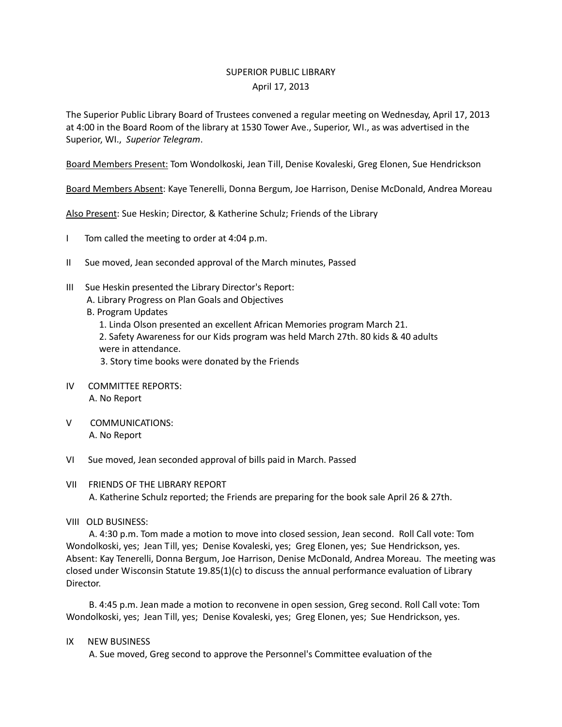SUPERIOR PUBLIC LIBRARY

April 17, 2013

The Superior Public Library Board of Trustees convened a regular meeting on Wednesday, April 17, 2013 at 4:00 in the Board Room of the library at 1530 Tower Ave., Superior, WI., as was advertised in the Superior, WI., *Superior Telegram*.

Board Members Present: Tom Wondolkoski, Jean Till, Denise Kovaleski, Greg Elonen, Sue Hendrickson

Board Members Absent: Kaye Tenerelli, Donna Bergum, Joe Harrison, Denise McDonald, Andrea Moreau

Also Present: Sue Heskin; Director, & Katherine Schulz; Friends of the Library

I Tom called the meeting to order at 4:04 p.m.

II Sue moved, Jean seconded approval of the March minutes, Passed

III Sue Heskin presented the Library Director's Report:

A. Library Progress on Plan Goals and Objectives

B. Program Updates

1. Linda Olson presented an excellent African Memories program March 21.
2. Safety Awareness for our Kids program was held March 27th. 80 kids & 40 adults were in attendance.
3. Story time books were donated by the Friends

IV COMMITTEE REPORTS:

A. No Report

V COMMUNICATIONS:

A. No Report

VI Sue moved, Jean seconded approval of bills paid in March. Passed

VII FRIENDS OF THE LIBRARY REPORT

A. Katherine Schulz reported; the Friends are preparing for the book sale April 26 & 27th.

VIII OLD BUSINESS:

A. 4:30 p.m. Tom made a motion to move into closed session, Jean second. Roll Call vote: Tom Wondolkoski, yes; Jean Till, yes; Denise Kovaleski, yes; Greg Elonen, yes; Sue Hendrickson, yes. Absent: Kay Tenerelli, Donna Bergum, Joe Harrison, Denise McDonald, Andrea Moreau. The meeting was closed under Wisconsin Statute 19.85(1)(c) to discuss the annual performance evaluation of Library Director.

B. 4:45 p.m. Jean made a motion to reconvene in open session, Greg second. Roll Call vote: Tom Wondolkoski, yes; Jean Till, yes; Denise Kovaleski, yes; Greg Elonen, yes; Sue Hendrickson, yes.

IX NEW BUSINESS

A. Sue moved, Greg second to approve the Personnel's Committee evaluation of the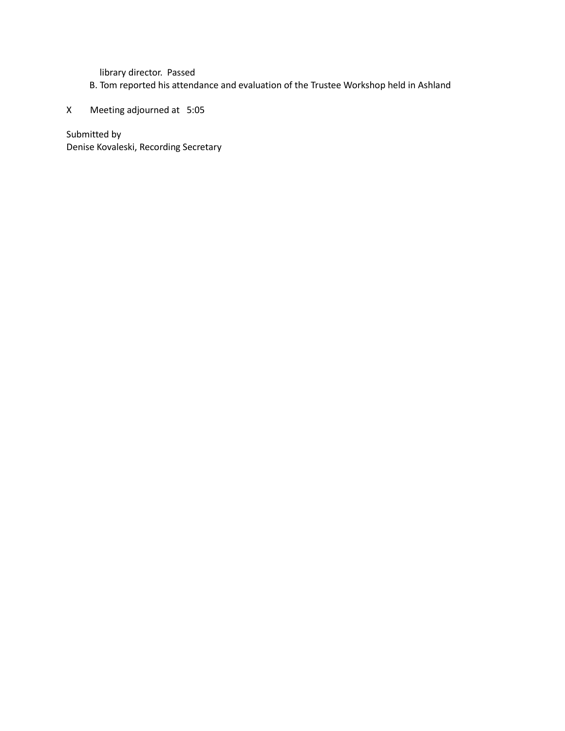library director. Passed

B. Tom reported his attendance and evaluation of the Trustee Workshop held in Ashland

X Meeting adjourned at 5:05

Submitted by
Denise Kovaleski, Recording Secretary